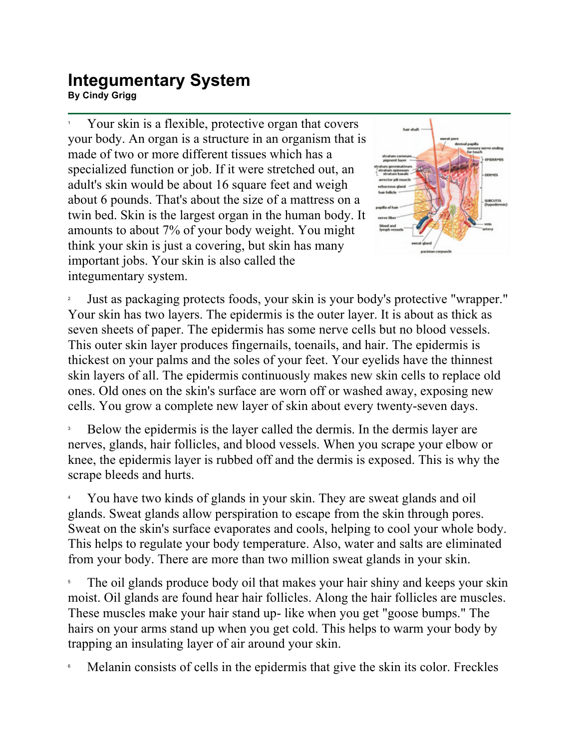# Integumentary System

**By Cindy Grigg**

1 Your skin is a flexible, protective organ that covers your body. An organ is a structure in an organism that is made of two or more different tissues which has a specialized function or job. If it were stretched out, an adult's skin would be about 16 square feet and weigh about 6 pounds. That's about the size of a mattress on a twin bed. Skin is the largest organ in the human body. It amounts to about 7% of your body weight. You might think your skin is just a covering, but skin has many important jobs. Your skin is also called the integumentary system.

2 Just as packaging protects foods, your skin is your body's protective "wrapper." Your skin has two layers. The epidermis is the outer layer. It is about as thick as seven sheets of paper. The epidermis has some nerve cells but no blood vessels. This outer skin layer produces fingernails, toenails, and hair. The epidermis is thickest on your palms and the soles of your feet. Your eyelids have the thinnest skin layers of all. The epidermis continuously makes new skin cells to replace old ones. Old ones on the skin's surface are worn off or washed away, exposing new cells. You grow a complete new layer of skin about every twenty-seven days.

3 Below the epidermis is the layer called the dermis. In the dermis layer are nerves, glands, hair follicles, and blood vessels. When you scrape your elbow or knee, the epidermis layer is rubbed off and the dermis is exposed. This is why the scrape bleeds and hurts.

4 You have two kinds of glands in your skin. They are sweat glands and oil glands. Sweat glands allow perspiration to escape from the skin through pores. Sweat on the skin's surface evaporates and cools, helping to cool your whole body. This helps to regulate your body temperature. Also, water and salts are eliminated from your body. There are more than two million sweat glands in your skin.

5 The oil glands produce body oil that makes your hair shiny and keeps your skin moist. Oil glands are found hear hair follicles. Along the hair follicles are muscles. These muscles make your hair stand up- like when you get "goose bumps." The hairs on your arms stand up when you get cold. This helps to warm your body by trapping an insulating layer of air around your skin.

6 Melanin consists of cells in the epidermis that give the skin its color. Freckles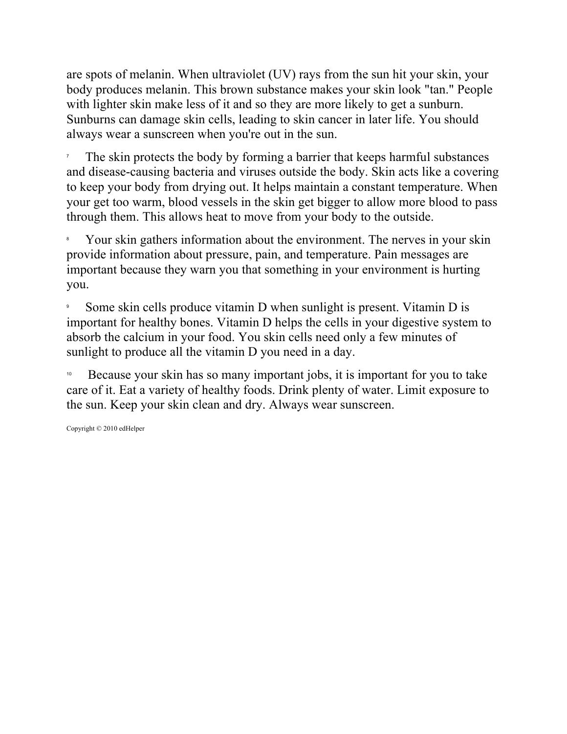are spots of melanin. When ultraviolet (UV) rays from the sun hit your skin, your body produces melanin. This brown substance makes your skin look "tan." People with lighter skin make less of it and so they are more likely to get a sunburn. Sunburns can damage skin cells, leading to skin cancer in later life. You should always wear a sunscreen when you're out in the sun.

7 The skin protects the body by forming a barrier that keeps harmful substances and disease-causing bacteria and viruses outside the body. Skin acts like a covering to keep your body from drying out. It helps maintain a constant temperature. When your get too warm, blood vessels in the skin get bigger to allow more blood to pass through them. This allows heat to move from your body to the outside.

8 Your skin gathers information about the environment. The nerves in your skin provide information about pressure, pain, and temperature. Pain messages are important because they warn you that something in your environment is hurting you.

9 Some skin cells produce vitamin D when sunlight is present. Vitamin D is important for healthy bones. Vitamin D helps the cells in your digestive system to absorb the calcium in your food. You skin cells need only a few minutes of sunlight to produce all the vitamin D you need in a day.

10 Because your skin has so many important jobs, it is important for you to take care of it. Eat a variety of healthy foods. Drink plenty of water. Limit exposure to the sun. Keep your skin clean and dry. Always wear sunscreen.

Copyright © 2010 edHelper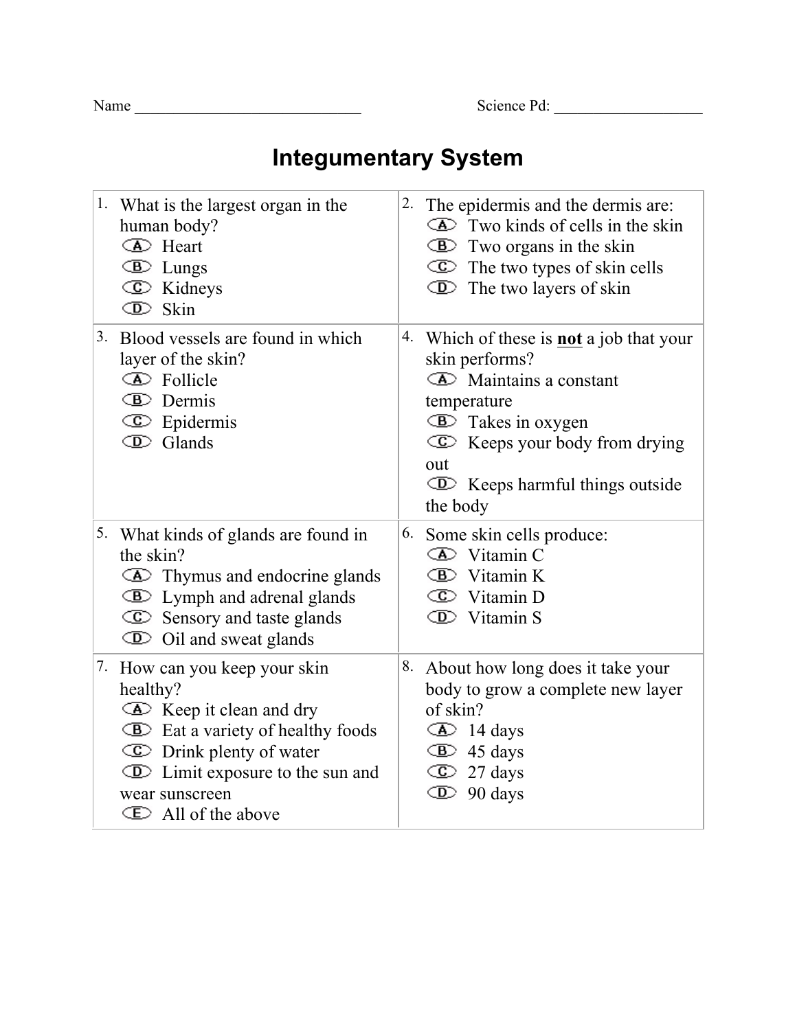Name ____________________________ Science Pd: __________________

# Integumentary System

1. What is the largest organ in the human body?
   - (A) Heart
   - (B) Lungs
   - (C) Kidneys
   - (D) Skin

2. The epidermis and the dermis are:
   - (A) Two kinds of cells in the skin
   - (B) Two organs in the skin
   - (C) The two types of skin cells
   - (D) The two layers of skin

3. Blood vessels are found in which layer of the skin?
   - (A) Follicle
   - (B) Dermis
   - (C) Epidermis
   - (D) Glands

4. Which of these is **not** a job that your skin performs?
   - (A) Maintains a constant temperature
   - (B) Takes in oxygen
   - (C) Keeps your body from drying out
   - (D) Keeps harmful things outside the body

5. What kinds of glands are found in the skin?
   - (A) Thymus and endocrine glands
   - (B) Lymph and adrenal glands
   - (C) Sensory and taste glands
   - (D) Oil and sweat glands

6. Some skin cells produce:
   - (A) Vitamin C
   - (B) Vitamin K
   - (C) Vitamin D
   - (D) Vitamin S

7. How can you keep your skin healthy?
   - (A) Keep it clean and dry
   - (B) Eat a variety of healthy foods
   - (C) Drink plenty of water
   - (D) Limit exposure to the sun and wear sunscreen
   - (E) All of the above

8. About how long does it take your body to grow a complete new layer of skin?
   - (A) 14 days
   - (B) 45 days
   - (C) 27 days
   - (D) 90 days